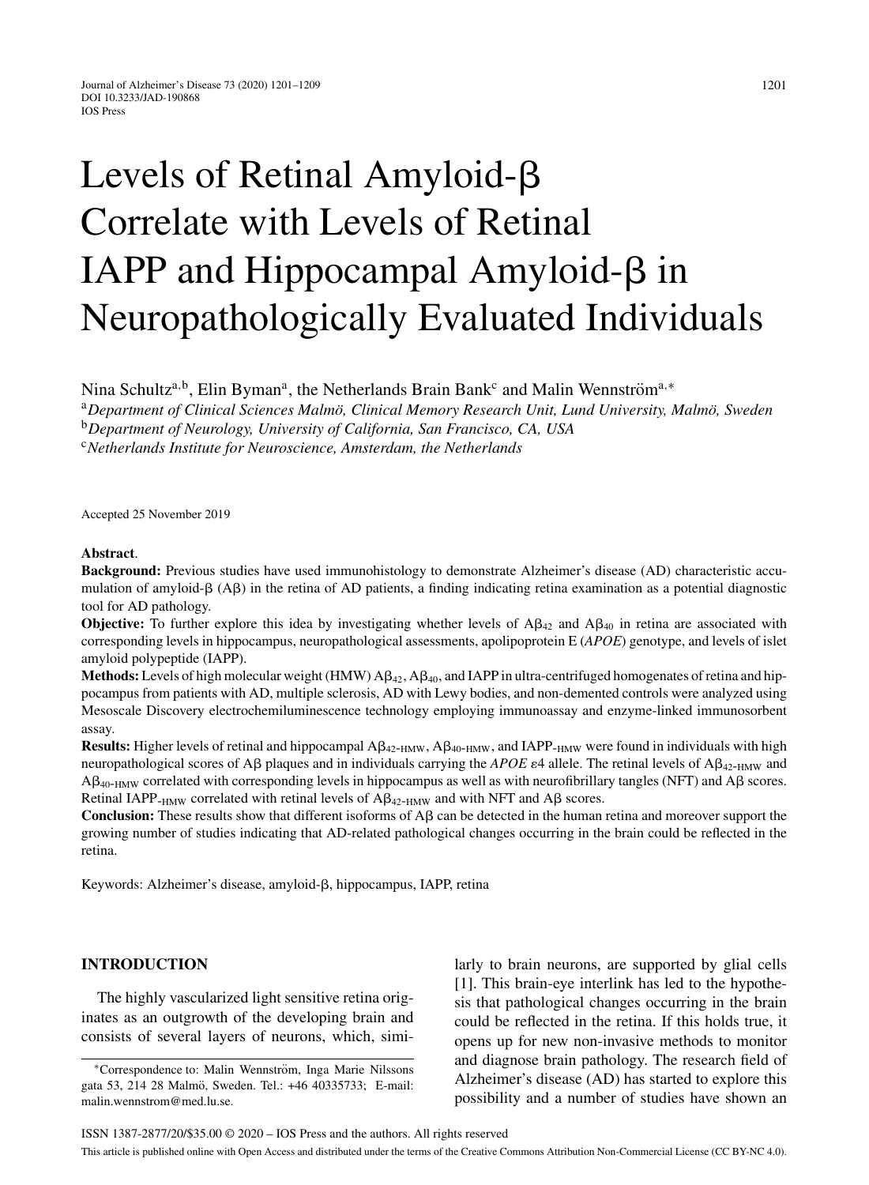# Levels of Retinal Amyloid-β Correlate with Levels of Retinal IAPP and Hippocampal Amyloid-β in Neuropathologically Evaluated Individuals

Nina Schultz[a,b], Elin Byman[a], the Netherlands Brain Bank[c] and Malin Wennström[a,*]

[a]*Department of Clinical Sciences Malmö, Clinical Memory Research Unit, Lund University, Malmö, Sweden*
[b]*Department of Neurology, University of California, San Francisco, CA, USA*
[c]*Netherlands Institute for Neuroscience, Amsterdam, the Netherlands*

Accepted 25 November 2019

**Abstract**.

**Background:** Previous studies have used immunohistology to demonstrate Alzheimer's disease (AD) characteristic accumulation of amyloid-β (Aβ) in the retina of AD patients, a finding indicating retina examination as a potential diagnostic tool for AD pathology.

**Objective:** To further explore this idea by investigating whether levels of $A\beta_{42}$ and $A\beta_{40}$ in retina are associated with corresponding levels in hippocampus, neuropathological assessments, apolipoprotein E (*APOE*) genotype, and levels of islet amyloid polypeptide (IAPP).

**Methods:** Levels of high molecular weight (HMW) $A\beta_{42}$, $A\beta_{40}$, and IAPP in ultra-centrifuged homogenates of retina and hippocampus from patients with AD, multiple sclerosis, AD with Lewy bodies, and non-demented controls were analyzed using Mesoscale Discovery electrochemiluminescence technology employing immunoassay and enzyme-linked immunosorbent assay.

**Results:** Higher levels of retinal and hippocampal $A\beta_{42\text{-HMW}}$, $A\beta_{40\text{-HMW}}$, and $IAPP_{\text{-HMW}}$ were found in individuals with high neuropathological scores of Aβ plaques and in individuals carrying the *APOE* ε4 allele. The retinal levels of $A\beta_{42\text{-HMW}}$ and $A\beta_{40\text{-HMW}}$ correlated with corresponding levels in hippocampus as well as with neurofibrillary tangles (NFT) and Aβ scores. Retinal $IAPP_{\text{-HMW}}$ correlated with retinal levels of $A\beta_{42\text{-HMW}}$ and with NFT and Aβ scores.

**Conclusion:** These results show that different isoforms of Aβ can be detected in the human retina and moreover support the growing number of studies indicating that AD-related pathological changes occurring in the brain could be reflected in the retina.

Keywords: Alzheimer's disease, amyloid-β, hippocampus, IAPP, retina

## INTRODUCTION

The highly vascularized light sensitive retina originates as an outgrowth of the developing brain and consists of several layers of neurons, which, similarly to brain neurons, are supported by glial cells [1]. This brain-eye interlink has led to the hypothesis that pathological changes occurring in the brain could be reflected in the retina. If this holds true, it opens up for new non-invasive methods to monitor and diagnose brain pathology. The research field of Alzheimer's disease (AD) has started to explore this possibility and a number of studies have shown an

*Correspondence to: Malin Wennström, Inga Marie Nilssons gata 53, 214 28 Malmö, Sweden. Tel.: +46 40335733; E-mail: malin.wennstrom@med.lu.se.

ISSN 1387-2877/20/$35.00 © 2020 – IOS Press and the authors. All rights reserved

This article is published online with Open Access and distributed under the terms of the Creative Commons Attribution Non-Commercial License (CC BY-NC 4.0).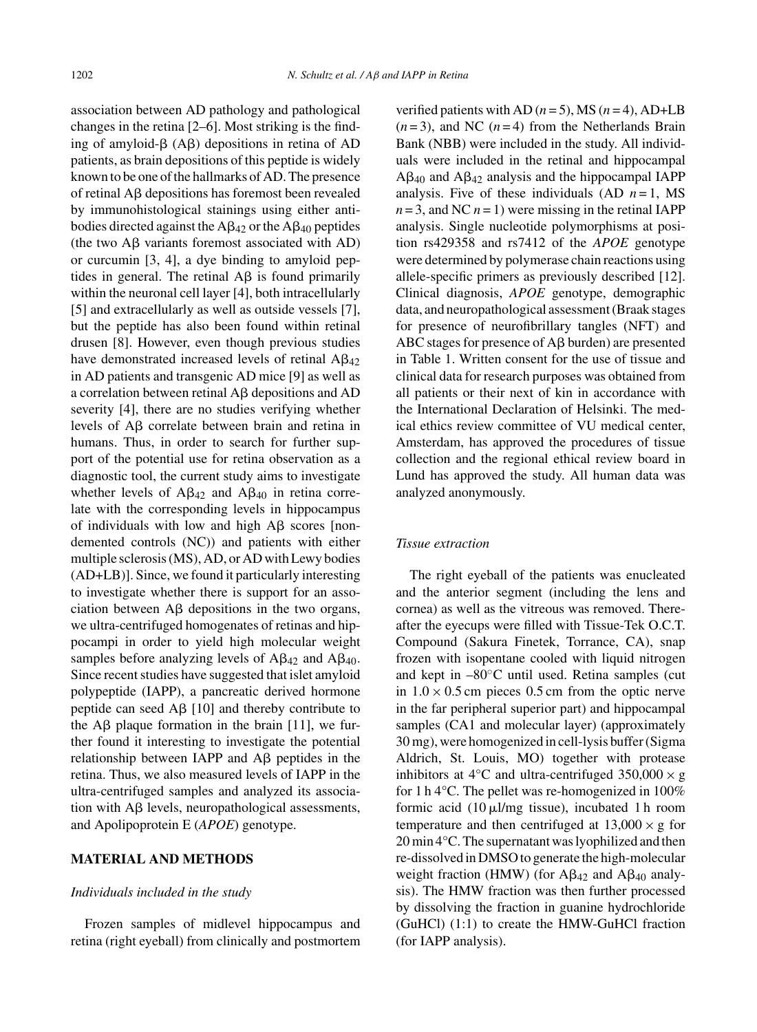association between AD pathology and pathological changes in the retina [2–6]. Most striking is the finding of amyloid-β (Aβ) depositions in retina of AD patients, as brain depositions of this peptide is widely known to be one of the hallmarks of AD. The presence of retinal Aβ depositions has foremost been revealed by immunohistological stainings using either antibodies directed against the $A\beta_{42}$ or the $A\beta_{40}$ peptides (the two Aβ variants foremost associated with AD) or curcumin [3, 4], a dye binding to amyloid peptides in general. The retinal Aβ is found primarily within the neuronal cell layer [4], both intracellularly [5] and extracellularly as well as outside vessels [7], but the peptide has also been found within retinal drusen [8]. However, even though previous studies have demonstrated increased levels of retinal $A\beta_{42}$ in AD patients and transgenic AD mice [9] as well as a correlation between retinal Aβ depositions and AD severity [4], there are no studies verifying whether levels of Aβ correlate between brain and retina in humans. Thus, in order to search for further support of the potential use for retina observation as a diagnostic tool, the current study aims to investigate whether levels of $A\beta_{42}$ and $A\beta_{40}$ in retina correlate with the corresponding levels in hippocampus of individuals with low and high Aβ scores [nondemented controls (NC)) and patients with either multiple sclerosis (MS), AD, or AD with Lewy bodies (AD+LB)]. Since, we found it particularly interesting to investigate whether there is support for an association between Aβ depositions in the two organs, we ultra-centrifuged homogenates of retinas and hippocampi in order to yield high molecular weight samples before analyzing levels of $A\beta_{42}$ and $A\beta_{40}$. Since recent studies have suggested that islet amyloid polypeptide (IAPP), a pancreatic derived hormone peptide can seed Aβ [10] and thereby contribute to the Aβ plaque formation in the brain [11], we further found it interesting to investigate the potential relationship between IAPP and Aβ peptides in the retina. Thus, we also measured levels of IAPP in the ultra-centrifuged samples and analyzed its association with Aβ levels, neuropathological assessments, and Apolipoprotein E (*APOE*) genotype.

## MATERIAL AND METHODS

### *Individuals included in the study*

Frozen samples of midlevel hippocampus and retina (right eyeball) from clinically and postmortem verified patients with AD ($n = 5$), MS ($n = 4$), AD+LB ($n = 3$), and NC ($n = 4$) from the Netherlands Brain Bank (NBB) were included in the study. All individuals were included in the retinal and hippocampal $A\beta_{40}$ and $A\beta_{42}$ analysis and the hippocampal IAPP analysis. Five of these individuals (AD $n = 1$, MS $n = 3$, and NC $n = 1$) were missing in the retinal IAPP analysis. Single nucleotide polymorphisms at position rs429358 and rs7412 of the *APOE* genotype were determined by polymerase chain reactions using allele-specific primers as previously described [12]. Clinical diagnosis, *APOE* genotype, demographic data, and neuropathological assessment (Braak stages for presence of neurofibrillary tangles (NFT) and ABC stages for presence of Aβ burden) are presented in Table 1. Written consent for the use of tissue and clinical data for research purposes was obtained from all patients or their next of kin in accordance with the International Declaration of Helsinki. The medical ethics review committee of VU medical center, Amsterdam, has approved the procedures of tissue collection and the regional ethical review board in Lund has approved the study. All human data was analyzed anonymously.

### *Tissue extraction*

The right eyeball of the patients was enucleated and the anterior segment (including the lens and cornea) as well as the vitreous was removed. Thereafter the eyecups were filled with Tissue-Tek O.C.T. Compound (Sakura Finetek, Torrance, CA), snap frozen with isopentane cooled with liquid nitrogen and kept in –80°C until used. Retina samples (cut in $1.0 \times 0.5$ cm pieces 0.5 cm from the optic nerve in the far peripheral superior part) and hippocampal samples (CA1 and molecular layer) (approximately 30 mg), were homogenized in cell-lysis buffer (Sigma Aldrich, St. Louis, MO) together with protease inhibitors at 4°C and ultra-centrifuged $350{,}000 \times g$ for 1 h 4°C. The pellet was re-homogenized in 100% formic acid (10 μl/mg tissue), incubated 1 h room temperature and then centrifuged at $13{,}000 \times g$ for 20 min 4°C. The supernatant was lyophilized and then re-dissolved in DMSO to generate the high-molecular weight fraction (HMW) (for $A\beta_{42}$ and $A\beta_{40}$ analysis). The HMW fraction was then further processed by dissolving the fraction in guanine hydrochloride (GuHCl) (1:1) to create the HMW-GuHCl fraction (for IAPP analysis).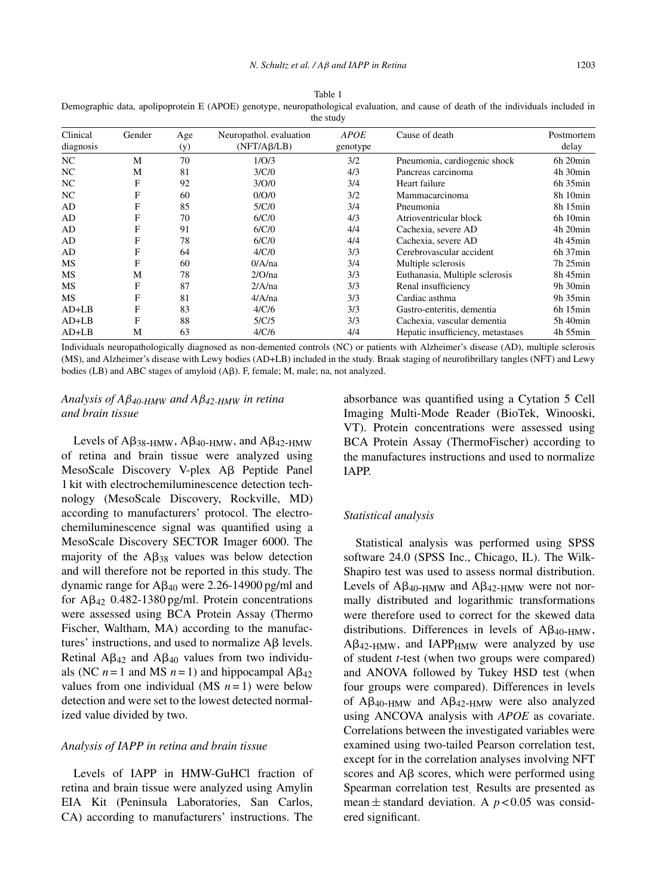Table 1

Demographic data, apolipoprotein E (APOE) genotype, neuropathological evaluation, and cause of death of the individuals included in the study

| Clinical diagnosis | Gender | Age (y) | Neuropathol. evaluation (NFT/Aβ/LB) | *APOE* genotype | Cause of death | Postmortem delay |
|---|---|---|---|---|---|---|
| NC | M | 70 | 1/O/3 | 3/2 | Pneumonia, cardiogenic shock | 6h 20min |
| NC | M | 81 | 3/C/0 | 4/3 | Pancreas carcinoma | 4h 30min |
| NC | F | 92 | 3/O/0 | 3/4 | Heart failure | 6h 35min |
| NC | F | 60 | 0/O/0 | 3/2 | Mammacarcinoma | 8h 10min |
| AD | F | 85 | 5/C/0 | 3/4 | Pneumonia | 8h 15min |
| AD | F | 70 | 6/C/0 | 4/3 | Atrioventricular block | 6h 10min |
| AD | F | 91 | 6/C/0 | 4/4 | Cachexia, severe AD | 4h 20min |
| AD | F | 78 | 6/C/0 | 4/4 | Cachexia, severe AD | 4h 45min |
| AD | F | 64 | 4/C/0 | 3/3 | Cerebrovascular accident | 6h 37min |
| MS | F | 60 | 0/A/na | 3/4 | Multiple sclerosis | 7h 25min |
| MS | M | 78 | 2/O/na | 3/3 | Euthanasia, Multiple sclerosis | 8h 45min |
| MS | F | 87 | 2/A/na | 3/3 | Renal insufficiency | 9h 30min |
| MS | F | 81 | 4/A/na | 3/3 | Cardiac asthma | 9h 35min |
| AD+LB | F | 83 | 4/C/6 | 3/3 | Gastro-enteritis, dementia | 6h 15min |
| AD+LB | F | 88 | 5/C/5 | 3/3 | Cachexia, vascular dementia | 5h 40min |
| AD+LB | M | 63 | 4/C/6 | 4/4 | Hepatic insufficiency, metastases | 4h 55min |

Individuals neuropathologically diagnosed as non-demented controls (NC) or patients with Alzheimer's disease (AD), multiple sclerosis (MS), and Alzheimer's disease with Lewy bodies (AD+LB) included in the study. Braak staging of neurofibrillary tangles (NFT) and Lewy bodies (LB) and ABC stages of amyloid (Aβ). F, female; M, male; na, not analyzed.

### *Analysis of $A\beta_{40\text{-}HMW}$ and $A\beta_{42\text{-}HMW}$ in retina and brain tissue*

Levels of $A\beta_{38\text{-}HMW}$, $A\beta_{40\text{-}HMW}$, and $A\beta_{42\text{-}HMW}$ of retina and brain tissue were analyzed using MesoScale Discovery V-plex Aβ Peptide Panel 1 kit with electrochemiluminescence detection technology (MesoScale Discovery, Rockville, MD) according to manufacturers' protocol. The electrochemiluminescence signal was quantified using a MesoScale Discovery SECTOR Imager 6000. The majority of the $A\beta_{38}$ values was below detection and will therefore not be reported in this study. The dynamic range for $A\beta_{40}$ were 2.26-14900 pg/ml and for $A\beta_{42}$ 0.482-1380 pg/ml. Protein concentrations were assessed using BCA Protein Assay (Thermo Fischer, Waltham, MA) according to the manufactures' instructions, and used to normalize Aβ levels. Retinal $A\beta_{42}$ and $A\beta_{40}$ values from two individuals (NC $n=1$ and MS $n=1$) and hippocampal $A\beta_{42}$ values from one individual (MS $n=1$) were below detection and were set to the lowest detected normalized value divided by two.

### *Analysis of IAPP in retina and brain tissue*

Levels of IAPP in HMW-GuHCl fraction of retina and brain tissue were analyzed using Amylin EIA Kit (Peninsula Laboratories, San Carlos, CA) according to manufacturers' instructions. The absorbance was quantified using a Cytation 5 Cell Imaging Multi-Mode Reader (BioTek, Winooski, VT). Protein concentrations were assessed using BCA Protein Assay (ThermoFischer) according to the manufactures instructions and used to normalize IAPP.

### *Statistical analysis*

Statistical analysis was performed using SPSS software 24.0 (SPSS Inc., Chicago, IL). The Wilk-Shapiro test was used to assess normal distribution. Levels of $A\beta_{40\text{-}HMW}$ and $A\beta_{42\text{-}HMW}$ were not normally distributed and logarithmic transformations were therefore used to correct for the skewed data distributions. Differences in levels of $A\beta_{40\text{-}HMW}$, $A\beta_{42\text{-}HMW}$, and $IAPP_{HMW}$ were analyzed by use of student *t*-test (when two groups were compared) and ANOVA followed by Tukey HSD test (when four groups were compared). Differences in levels of $A\beta_{40\text{-}HMW}$ and $A\beta_{42\text{-}HMW}$ were also analyzed using ANCOVA analysis with *APOE* as covariate. Correlations between the investigated variables were examined using two-tailed Pearson correlation test, except for in the correlation analyses involving NFT scores and Aβ scores, which were performed using Spearman correlation test. Results are presented as mean ± standard deviation. A $p<0.05$ was considered significant.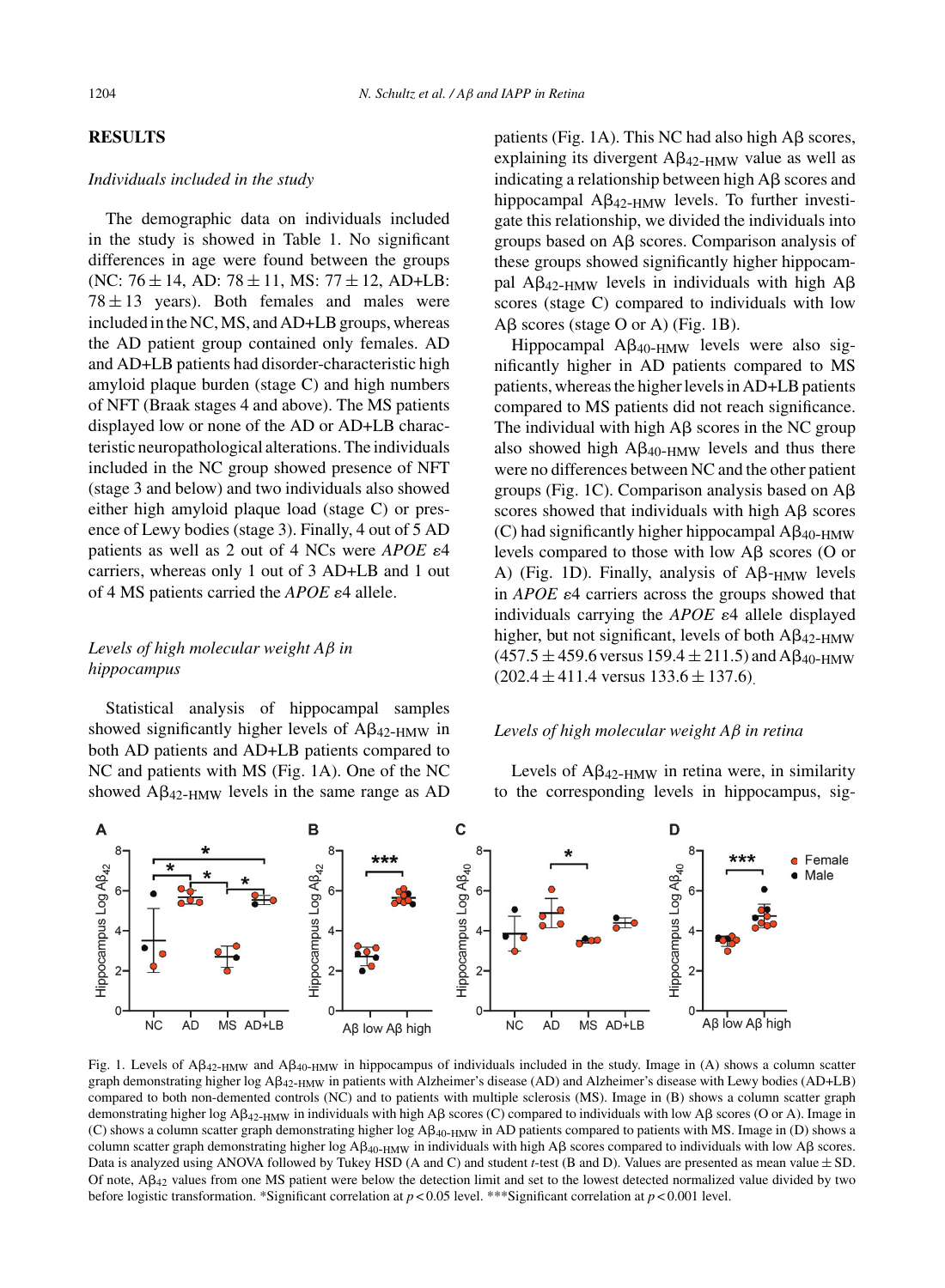## RESULTS

### *Individuals included in the study*

The demographic data on individuals included in the study is showed in Table 1. No significant differences in age were found between the groups (NC: $76 \pm 14$, AD: $78 \pm 11$, MS: $77 \pm 12$, AD+LB: $78 \pm 13$ years). Both females and males were included in the NC, MS, and AD+LB groups, whereas the AD patient group contained only females. AD and AD+LB patients had disorder-characteristic high amyloid plaque burden (stage C) and high numbers of NFT (Braak stages 4 and above). The MS patients displayed low or none of the AD or AD+LB characteristic neuropathological alterations. The individuals included in the NC group showed presence of NFT (stage 3 and below) and two individuals also showed either high amyloid plaque load (stage C) or presence of Lewy bodies (stage 3). Finally, 4 out of 5 AD patients as well as 2 out of 4 NCs were *APOE* ε4 carriers, whereas only 1 out of 3 AD+LB and 1 out of 4 MS patients carried the *APOE* ε4 allele.

### *Levels of high molecular weight Aβ in hippocampus*

Statistical analysis of hippocampal samples showed significantly higher levels of $A\beta_{42\text{-HMW}}$ in both AD patients and AD+LB patients compared to NC and patients with MS (Fig. 1A). One of the NC showed $A\beta_{42\text{-HMW}}$ levels in the same range as AD patients (Fig. 1A). This NC had also high Aβ scores, explaining its divergent $A\beta_{42\text{-HMW}}$ value as well as indicating a relationship between high Aβ scores and hippocampal $A\beta_{42\text{-HMW}}$ levels. To further investigate this relationship, we divided the individuals into groups based on Aβ scores. Comparison analysis of these groups showed significantly higher hippocampal $A\beta_{42\text{-HMW}}$ levels in individuals with high Aβ scores (stage C) compared to individuals with low Aβ scores (stage O or A) (Fig. 1B).

Hippocampal $A\beta_{40\text{-HMW}}$ levels were also significantly higher in AD patients compared to MS patients, whereas the higher levels in AD+LB patients compared to MS patients did not reach significance. The individual with high Aβ scores in the NC group also showed high $A\beta_{40\text{-HMW}}$ levels and thus there were no differences between NC and the other patient groups (Fig. 1C). Comparison analysis based on Aβ scores showed that individuals with high Aβ scores (C) had significantly higher hippocampal $A\beta_{40\text{-HMW}}$ levels compared to those with low Aβ scores (O or A) (Fig. 1D). Finally, analysis of $A\beta\text{-}_{\text{HMW}}$ levels in *APOE* ε4 carriers across the groups showed that individuals carrying the *APOE* ε4 allele displayed higher, but not significant, levels of both $A\beta_{42\text{-HMW}}$ ($457.5 \pm 459.6$ versus $159.4 \pm 211.5$) and $A\beta_{40\text{-HMW}}$ ($202.4 \pm 411.4$ versus $133.6 \pm 137.6$).

### *Levels of high molecular weight Aβ in retina*

Levels of $A\beta_{42\text{-HMW}}$ in retina were, in similarity to the corresponding levels in hippocampus, sig-

Fig. 1. Levels of $A\beta_{42\text{-HMW}}$ and $A\beta_{40\text{-HMW}}$ in hippocampus of individuals included in the study. Image in (A) shows a column scatter graph demonstrating higher log $A\beta_{42\text{-HMW}}$ in patients with Alzheimer's disease (AD) and Alzheimer's disease with Lewy bodies (AD+LB) compared to both non-demented controls (NC) and to patients with multiple sclerosis (MS). Image in (B) shows a column scatter graph demonstrating higher log $A\beta_{42\text{-HMW}}$ in individuals with high Aβ scores (C) compared to individuals with low Aβ scores (O or A). Image in (C) shows a column scatter graph demonstrating higher log $A\beta_{40\text{-HMW}}$ in AD patients compared to patients with MS. Image in (D) shows a column scatter graph demonstrating higher log $A\beta_{40\text{-HMW}}$ in individuals with high Aβ scores compared to individuals with low Aβ scores. Data is analyzed using ANOVA followed by Tukey HSD (A and C) and student *t*-test (B and D). Values are presented as mean value ± SD. Of note, $A\beta_{42}$ values from one MS patient were below the detection limit and set to the lowest detected normalized value divided by two before logistic transformation. *Significant correlation at $p < 0.05$ level. ***Significant correlation at $p < 0.001$ level.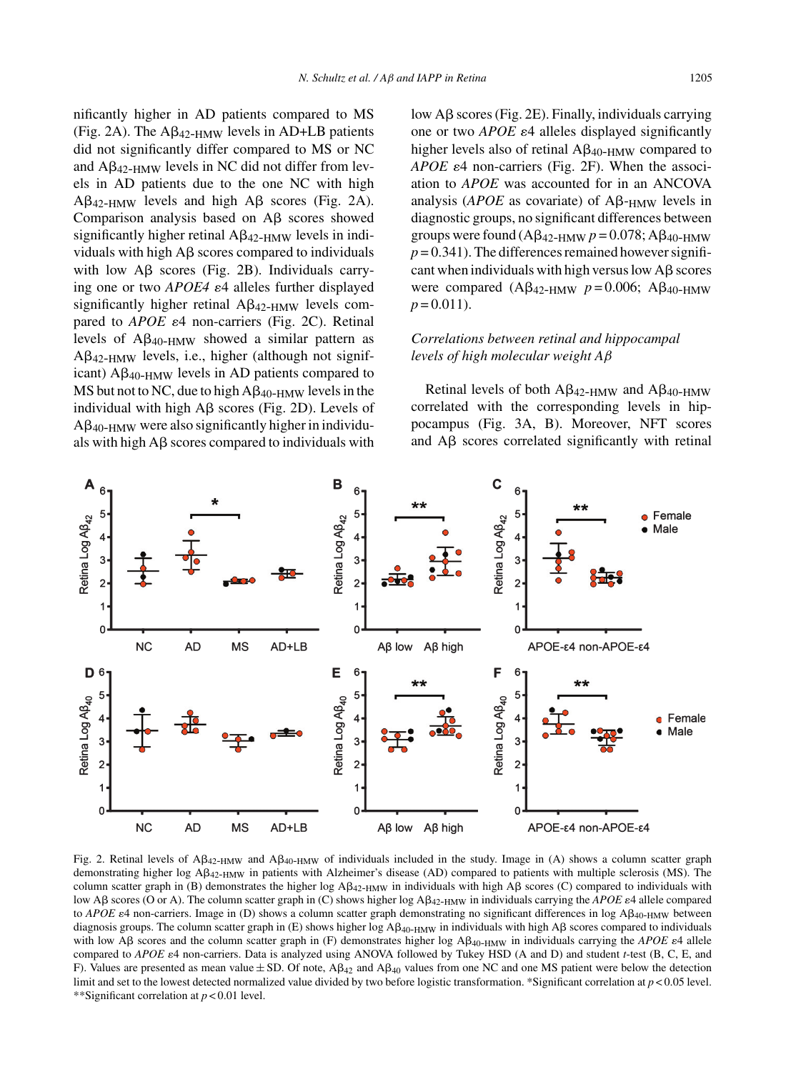nificantly higher in AD patients compared to MS (Fig. 2A). The $A\beta_{42\text{-HMW}}$ levels in AD+LB patients did not significantly differ compared to MS or NC and $A\beta_{42\text{-HMW}}$ levels in NC did not differ from levels in AD patients due to the one NC with high $A\beta_{42\text{-HMW}}$ levels and high Aβ scores (Fig. 2A). Comparison analysis based on Aβ scores showed significantly higher retinal $A\beta_{42\text{-HMW}}$ levels in individuals with high Aβ scores compared to individuals with low Aβ scores (Fig. 2B). Individuals carrying one or two *APOE4* ε4 alleles further displayed significantly higher retinal $A\beta_{42\text{-HMW}}$ levels compared to *APOE* ε4 non-carriers (Fig. 2C). Retinal levels of $A\beta_{40\text{-HMW}}$ showed a similar pattern as $A\beta_{42\text{-HMW}}$ levels, i.e., higher (although not significant) $A\beta_{40\text{-HMW}}$ levels in AD patients compared to MS but not to NC, due to high $A\beta_{40\text{-HMW}}$ levels in the individual with high Aβ scores (Fig. 2D). Levels of $A\beta_{40\text{-HMW}}$ were also significantly higher in individuals with high Aβ scores compared to individuals with low Aβ scores (Fig. 2E). Finally, individuals carrying one or two *APOE* ε4 alleles displayed significantly higher levels also of retinal $A\beta_{40\text{-HMW}}$ compared to *APOE* ε4 non-carriers (Fig. 2F). When the association to *APOE* was accounted for in an ANCOVA analysis (*APOE* as covariate) of $A\beta_{\text{-HMW}}$ levels in diagnostic groups, no significant differences between groups were found ($A\beta_{42\text{-HMW}}$ $p = 0.078$; $A\beta_{40\text{-HMW}}$ $p = 0.341$). The differences remained however significant when individuals with high versus low Aβ scores were compared ($A\beta_{42\text{-HMW}}$ $p = 0.006$; $A\beta_{40\text{-HMW}}$ $p = 0.011$).

### *Correlations between retinal and hippocampal levels of high molecular weight Aβ*

Retinal levels of both $A\beta_{42\text{-HMW}}$ and $A\beta_{40\text{-HMW}}$ correlated with the corresponding levels in hippocampus (Fig. 3A, B). Moreover, NFT scores and Aβ scores correlated significantly with retinal

Fig. 2. Retinal levels of $A\beta_{42\text{-HMW}}$ and $A\beta_{40\text{-HMW}}$ of individuals included in the study. Image in (A) shows a column scatter graph demonstrating higher log $A\beta_{42\text{-HMW}}$ in patients with Alzheimer's disease (AD) compared to patients with multiple sclerosis (MS). The column scatter graph in (B) demonstrates the higher log $A\beta_{42\text{-HMW}}$ in individuals with high Aβ scores (C) compared to individuals with low Aβ scores (O or A). The column scatter graph in (C) shows higher log $A\beta_{42\text{-HMW}}$ in individuals carrying the *APOE* ε4 allele compared to *APOE* ε4 non-carriers. Image in (D) shows a column scatter graph demonstrating no significant differences in log $A\beta_{40\text{-HMW}}$ between diagnosis groups. The column scatter graph in (E) shows higher log $A\beta_{40\text{-HMW}}$ in individuals with high Aβ scores compared to individuals with low Aβ scores and the column scatter graph in (F) demonstrates higher log $A\beta_{40\text{-HMW}}$ in individuals carrying the *APOE* ε4 allele compared to *APOE* ε4 non-carriers. Data is analyzed using ANOVA followed by Tukey HSD (A and D) and student *t*-test (B, C, E, and F). Values are presented as mean value ± SD. Of note, $A\beta_{42}$ and $A\beta_{40}$ values from one NC and one MS patient were below the detection limit and set to the lowest detected normalized value divided by two before logistic transformation. *Significant correlation at $p < 0.05$ level. **Significant correlation at $p < 0.01$ level.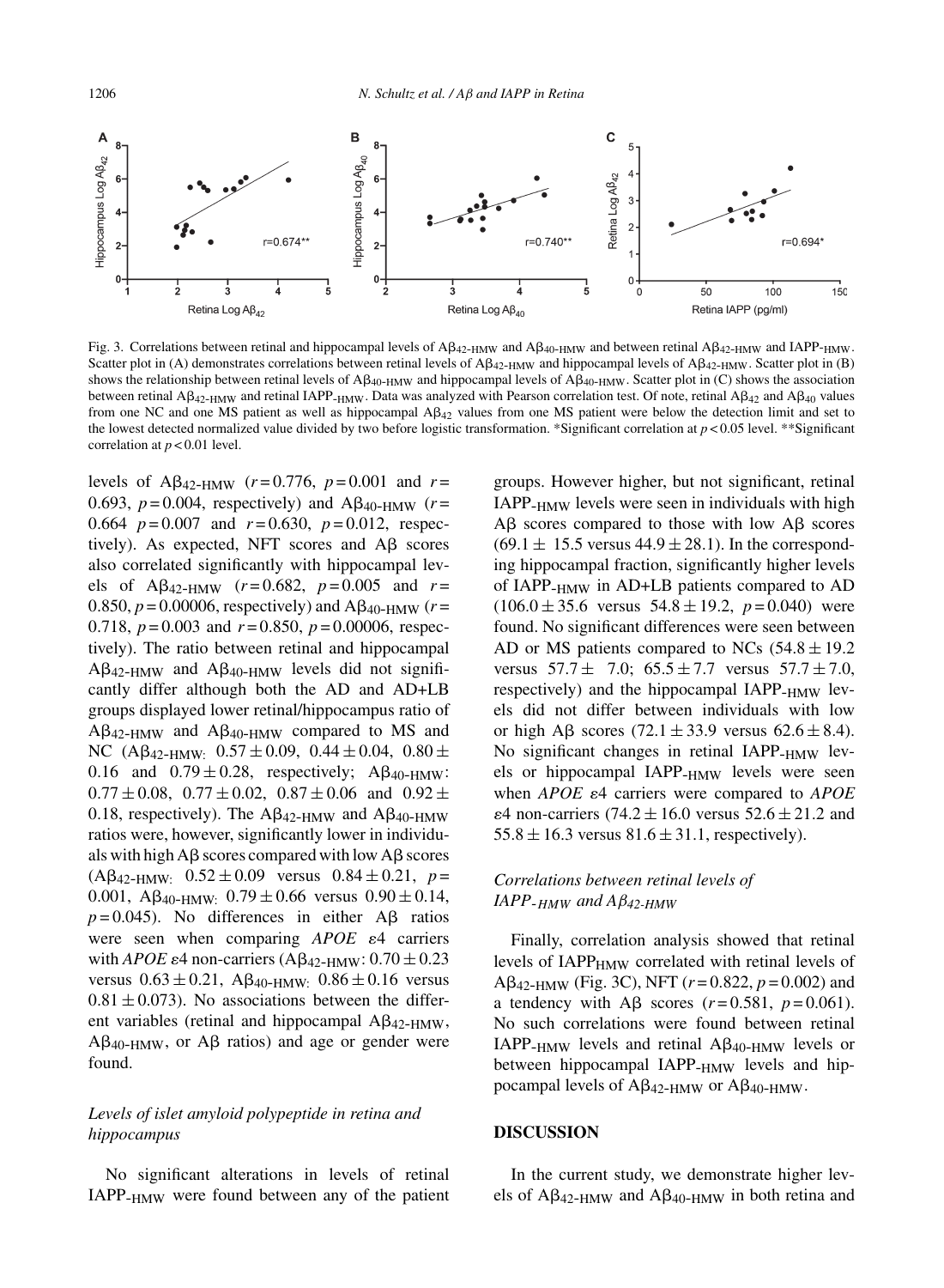Fig. 3. Correlations between retinal and hippocampal levels of $A\beta_{42\text{-HMW}}$ and $A\beta_{40\text{-HMW}}$ and between retinal $A\beta_{42\text{-HMW}}$ and $IAPP_{\text{-HMW}}$. Scatter plot in (A) demonstrates correlations between retinal levels of $A\beta_{42\text{-HMW}}$ and hippocampal levels of $A\beta_{42\text{-HMW}}$. Scatter plot in (B) shows the relationship between retinal levels of $A\beta_{40\text{-HMW}}$ and hippocampal levels of $A\beta_{40\text{-HMW}}$. Scatter plot in (C) shows the association between retinal $A\beta_{42\text{-HMW}}$ and retinal $IAPP_{\text{-HMW}}$. Data was analyzed with Pearson correlation test. Of note, retinal $A\beta_{42}$ and $A\beta_{40}$ values from one NC and one MS patient as well as hippocampal $A\beta_{42}$ values from one MS patient were below the detection limit and set to the lowest detected normalized value divided by two before logistic transformation. *Significant correlation at $p < 0.05$ level. **Significant correlation at $p < 0.01$ level.

levels of $A\beta_{42\text{-HMW}}$ ($r = 0.776$, $p = 0.001$ and $r = 0.693$, $p = 0.004$, respectively) and $A\beta_{40\text{-HMW}}$ ($r = 0.664$ $p = 0.007$ and $r = 0.630$, $p = 0.012$, respectively). As expected, NFT scores and Aβ scores also correlated significantly with hippocampal levels of $A\beta_{42\text{-HMW}}$ ($r = 0.682$, $p = 0.005$ and $r = 0.850$, $p = 0.00006$, respectively) and $A\beta_{40\text{-HMW}}$ ($r = 0.718$, $p = 0.003$ and $r = 0.850$, $p = 0.00006$, respectively). The ratio between retinal and hippocampal $A\beta_{42\text{-HMW}}$ and $A\beta_{40\text{-HMW}}$ levels did not significantly differ although both the AD and AD+LB groups displayed lower retinal/hippocampus ratio of $A\beta_{42\text{-HMW}}$ and $A\beta_{40\text{-HMW}}$ compared to MS and NC ($A\beta_{42\text{-HMW}}$: $0.57 \pm 0.09$, $0.44 \pm 0.04$, $0.80 \pm 0.16$ and $0.79 \pm 0.28$, respectively; $A\beta_{40\text{-HMW}}$: $0.77 \pm 0.08$, $0.77 \pm 0.02$, $0.87 \pm 0.06$ and $0.92 \pm 0.18$, respectively). The $A\beta_{42\text{-HMW}}$ and $A\beta_{40\text{-HMW}}$ ratios were, however, significantly lower in individuals with high Aβ scores compared with low Aβ scores ($A\beta_{42\text{-HMW}}$: $0.52 \pm 0.09$ versus $0.84 \pm 0.21$, $p = 0.001$, $A\beta_{40\text{-HMW}}$: $0.79 \pm 0.66$ versus $0.90 \pm 0.14$, $p = 0.045$). No differences in either Aβ ratios were seen when comparing *APOE* ε4 carriers with *APOE* ε4 non-carriers ($A\beta_{42\text{-HMW}}$: $0.70 \pm 0.23$ versus $0.63 \pm 0.21$, $A\beta_{40\text{-HMW}}$: $0.86 \pm 0.16$ versus $0.81 \pm 0.073$). No associations between the different variables (retinal and hippocampal $A\beta_{42\text{-HMW}}$, $A\beta_{40\text{-HMW}}$, or Aβ ratios) and age or gender were found.

### *Levels of islet amyloid polypeptide in retina and hippocampus*

No significant alterations in levels of retinal $IAPP_{\text{-HMW}}$ were found between any of the patient groups. However higher, but not significant, retinal $IAPP_{\text{-HMW}}$ levels were seen in individuals with high Aβ scores compared to those with low Aβ scores ($69.1 \pm 15.5$ versus $44.9 \pm 28.1$). In the corresponding hippocampal fraction, significantly higher levels of $IAPP_{\text{-HMW}}$ in AD+LB patients compared to AD ($106.0 \pm 35.6$ versus $54.8 \pm 19.2$, $p = 0.040$) were found. No significant differences were seen between AD or MS patients compared to NCs ($54.8 \pm 19.2$ versus $57.7 \pm 7.0$; $65.5 \pm 7.7$ versus $57.7 \pm 7.0$, respectively) and the hippocampal $IAPP_{\text{-HMW}}$ levels did not differ between individuals with low or high Aβ scores ($72.1 \pm 33.9$ versus $62.6 \pm 8.4$). No significant changes in retinal $IAPP_{\text{-HMW}}$ levels or hippocampal $IAPP_{\text{-HMW}}$ levels were seen when *APOE* ε4 carriers were compared to *APOE* ε4 non-carriers ($74.2 \pm 16.0$ versus $52.6 \pm 21.2$ and $55.8 \pm 16.3$ versus $81.6 \pm 31.1$, respectively).

### *Correlations between retinal levels of $IAPP_{\text{-HMW}}$ and $A\beta_{42\text{-HMW}}$*

Finally, correlation analysis showed that retinal levels of $IAPP_{\text{HMW}}$ correlated with retinal levels of $A\beta_{42\text{-HMW}}$ (Fig. 3C), NFT ($r = 0.822$, $p = 0.002$) and a tendency with Aβ scores ($r = 0.581$, $p = 0.061$). No such correlations were found between retinal $IAPP_{\text{-HMW}}$ levels and retinal $A\beta_{40\text{-HMW}}$ levels or between hippocampal $IAPP_{\text{-HMW}}$ levels and hippocampal levels of $A\beta_{42\text{-HMW}}$ or $A\beta_{40\text{-HMW}}$.

## DISCUSSION

In the current study, we demonstrate higher levels of $A\beta_{42\text{-HMW}}$ and $A\beta_{40\text{-HMW}}$ in both retina and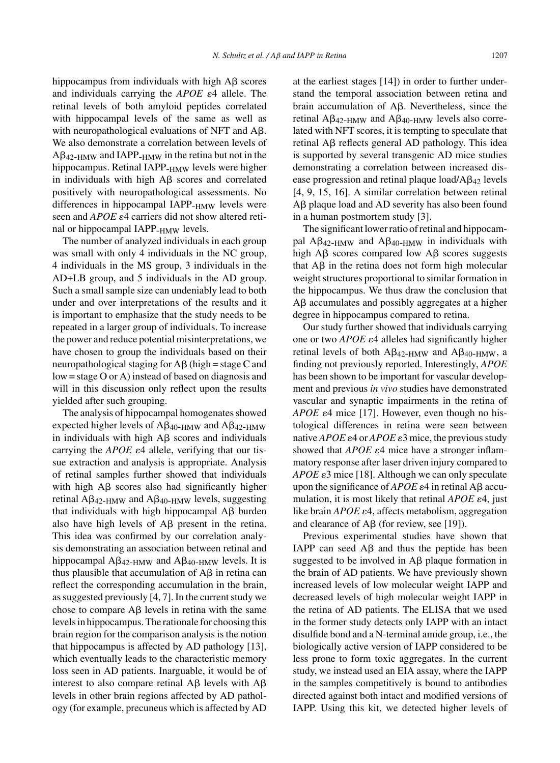hippocampus from individuals with high Aβ scores and individuals carrying the *APOE* ε4 allele. The retinal levels of both amyloid peptides correlated with hippocampal levels of the same as well as with neuropathological evaluations of NFT and Aβ. We also demonstrate a correlation between levels of $A\beta_{42\text{-HMW}}$ and $IAPP_{\text{-HMW}}$ in the retina but not in the hippocampus. Retinal $IAPP_{\text{-HMW}}$ levels were higher in individuals with high Aβ scores and correlated positively with neuropathological assessments. No differences in hippocampal $IAPP_{\text{-HMW}}$ levels were seen and *APOE* ε4 carriers did not show altered retinal or hippocampal $IAPP_{\text{-HMW}}$ levels.

The number of analyzed individuals in each group was small with only 4 individuals in the NC group, 4 individuals in the MS group, 3 individuals in the AD+LB group, and 5 individuals in the AD group. Such a small sample size can undeniably lead to both under and over interpretations of the results and it is important to emphasize that the study needs to be repeated in a larger group of individuals. To increase the power and reduce potential misinterpretations, we have chosen to group the individuals based on their neuropathological staging for Aβ (high = stage C and low = stage O or A) instead of based on diagnosis and will in this discussion only reflect upon the results yielded after such grouping.

The analysis of hippocampal homogenates showed expected higher levels of $A\beta_{40\text{-HMW}}$ and $A\beta_{42\text{-HMW}}$ in individuals with high Aβ scores and individuals carrying the *APOE* ε4 allele, verifying that our tissue extraction and analysis is appropriate. Analysis of retinal samples further showed that individuals with high Aβ scores also had significantly higher retinal $A\beta_{42\text{-HMW}}$ and $A\beta_{40\text{-HMW}}$ levels, suggesting that individuals with high hippocampal Aβ burden also have high levels of Aβ present in the retina. This idea was confirmed by our correlation analysis demonstrating an association between retinal and hippocampal $A\beta_{42\text{-HMW}}$ and $A\beta_{40\text{-HMW}}$ levels. It is thus plausible that accumulation of Aβ in retina can reflect the corresponding accumulation in the brain, as suggested previously [4, 7]. In the current study we chose to compare Aβ levels in retina with the same levels in hippocampus. The rationale for choosing this brain region for the comparison analysis is the notion that hippocampus is affected by AD pathology [13], which eventually leads to the characteristic memory loss seen in AD patients. Inarguable, it would be of interest to also compare retinal Aβ levels with Aβ levels in other brain regions affected by AD pathology (for example, precuneus which is affected by AD at the earliest stages [14]) in order to further understand the temporal association between retina and brain accumulation of Aβ. Nevertheless, since the retinal $A\beta_{42\text{-HMW}}$ and $A\beta_{40\text{-HMW}}$ levels also correlated with NFT scores, it is tempting to speculate that retinal Aβ reflects general AD pathology. This idea is supported by several transgenic AD mice studies demonstrating a correlation between increased disease progression and retinal plaque load/$A\beta_{42}$ levels [4, 9, 15, 16]. A similar correlation between retinal Aβ plaque load and AD severity has also been found in a human postmortem study [3].

The significant lower ratio of retinal and hippocampal $A\beta_{42\text{-HMW}}$ and $A\beta_{40\text{-HMW}}$ in individuals with high Aβ scores compared low Aβ scores suggests that Aβ in the retina does not form high molecular weight structures proportional to similar formation in the hippocampus. We thus draw the conclusion that Aβ accumulates and possibly aggregates at a higher degree in hippocampus compared to retina.

Our study further showed that individuals carrying one or two *APOE* ε4 alleles had significantly higher retinal levels of both $A\beta_{42\text{-HMW}}$ and $A\beta_{40\text{-HMW}}$, a finding not previously reported. Interestingly, *APOE* has been shown to be important for vascular development and previous *in vivo* studies have demonstrated vascular and synaptic impairments in the retina of *APOE* ε4 mice [17]. However, even though no histological differences in retina were seen between native *APOE* ε4 or *APOE* ε3 mice, the previous study showed that *APOE* ε4 mice have a stronger inflammatory response after laser driven injury compared to *APOE* ε3 mice [18]. Although we can only speculate upon the significance of *APOE* ε4 in retinal Aβ accumulation, it is most likely that retinal *APOE* ε4, just like brain *APOE* ε4, affects metabolism, aggregation and clearance of Aβ (for review, see [19]).

Previous experimental studies have shown that IAPP can seed Aβ and thus the peptide has been suggested to be involved in Aβ plaque formation in the brain of AD patients. We have previously shown increased levels of low molecular weight IAPP and decreased levels of high molecular weight IAPP in the retina of AD patients. The ELISA that we used in the former study detects only IAPP with an intact disulfide bond and a N-terminal amide group, i.e., the biologically active version of IAPP considered to be less prone to form toxic aggregates. In the current study, we instead used an EIA assay, where the IAPP in the samples competitively is bound to antibodies directed against both intact and modified versions of IAPP. Using this kit, we detected higher levels of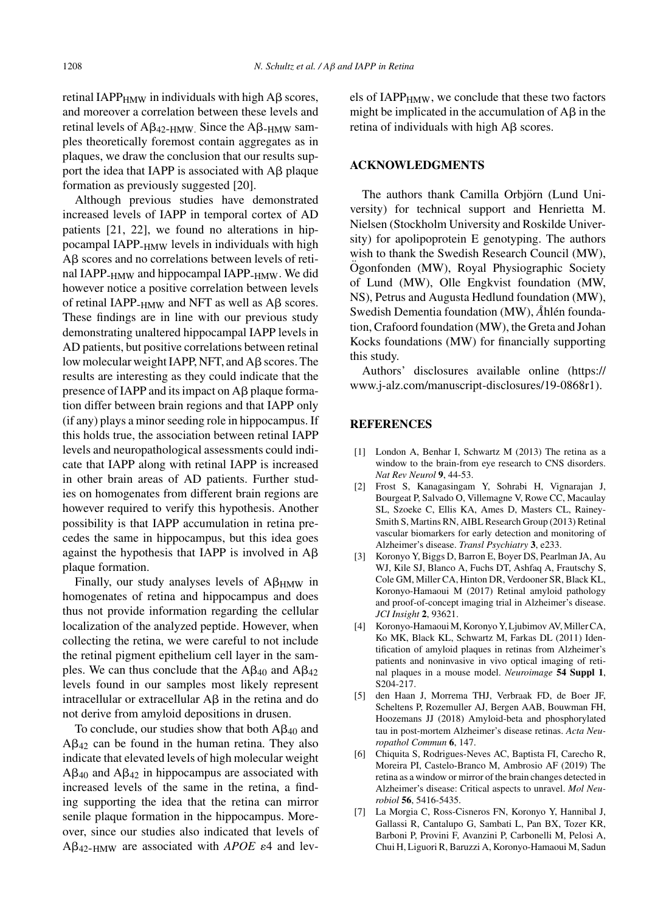retinal $IAPP_{HMW}$ in individuals with high Aβ scores, and moreover a correlation between these levels and retinal levels of $A\beta_{42\text{-}HMW}$. Since the $A\beta_{\text{-}HMW}$ samples theoretically foremost contain aggregates as in plaques, we draw the conclusion that our results support the idea that IAPP is associated with Aβ plaque formation as previously suggested [20].

Although previous studies have demonstrated increased levels of IAPP in temporal cortex of AD patients [21, 22], we found no alterations in hippocampal $IAPP_{\text{-}HMW}$ levels in individuals with high Aβ scores and no correlations between levels of retinal $IAPP_{\text{-}HMW}$ and hippocampal $IAPP_{\text{-}HMW}$. We did however notice a positive correlation between levels of retinal $IAPP_{\text{-}HMW}$ and NFT as well as Aβ scores. These findings are in line with our previous study demonstrating unaltered hippocampal IAPP levels in AD patients, but positive correlations between retinal low molecular weight IAPP, NFT, and Aβ scores. The results are interesting as they could indicate that the presence of IAPP and its impact on Aβ plaque formation differ between brain regions and that IAPP only (if any) plays a minor seeding role in hippocampus. If this holds true, the association between retinal IAPP levels and neuropathological assessments could indicate that IAPP along with retinal IAPP is increased in other brain areas of AD patients. Further studies on homogenates from different brain regions are however required to verify this hypothesis. Another possibility is that IAPP accumulation in retina precedes the same in hippocampus, but this idea goes against the hypothesis that IAPP is involved in Aβ plaque formation.

Finally, our study analyses levels of $A\beta_{HMW}$ in homogenates of retina and hippocampus and does thus not provide information regarding the cellular localization of the analyzed peptide. However, when collecting the retina, we were careful to not include the retinal pigment epithelium cell layer in the samples. We can thus conclude that the $A\beta_{40}$ and $A\beta_{42}$ levels found in our samples most likely represent intracellular or extracellular Aβ in the retina and do not derive from amyloid depositions in drusen.

To conclude, our studies show that both $A\beta_{40}$ and $A\beta_{42}$ can be found in the human retina. They also indicate that elevated levels of high molecular weight $A\beta_{40}$ and $A\beta_{42}$ in hippocampus are associated with increased levels of the same in the retina, a finding supporting the idea that the retina can mirror senile plaque formation in the hippocampus. Moreover, since our studies also indicated that levels of $A\beta_{42\text{-}HMW}$ are associated with *APOE* ε4 and levels of $IAPP_{HMW}$, we conclude that these two factors might be implicated in the accumulation of Aβ in the retina of individuals with high Aβ scores.

## ACKNOWLEDGMENTS

The authors thank Camilla Orbjörn (Lund University) for technical support and Henrietta M. Nielsen (Stockholm University and Roskilde University) for apolipoprotein E genotyping. The authors wish to thank the Swedish Research Council (MW), Ögonfonden (MW), Royal Physiographic Society of Lund (MW), Olle Engkvist foundation (MW, NS), Petrus and Augusta Hedlund foundation (MW), Swedish Dementia foundation (MW), Åhlén foundation, Crafoord foundation (MW), the Greta and Johan Kocks foundations (MW) for financially supporting this study.

Authors' disclosures available online (https://www.j-alz.com/manuscript-disclosures/19-0868r1).

## REFERENCES

[1] London A, Benhar I, Schwartz M (2013) The retina as a window to the brain-from eye research to CNS disorders. *Nat Rev Neurol* **9**, 44-53.

[2] Frost S, Kanagasingam Y, Sohrabi H, Vignarajan J, Bourgeat P, Salvado O, Villemagne V, Rowe CC, Macaulay SL, Szoeke C, Ellis KA, Ames D, Masters CL, Rainey-Smith S, Martins RN, AIBL Research Group (2013) Retinal vascular biomarkers for early detection and monitoring of Alzheimer's disease. *Transl Psychiatry* **3**, e233.

[3] Koronyo Y, Biggs D, Barron E, Boyer DS, Pearlman JA, Au WJ, Kile SJ, Blanco A, Fuchs DT, Ashfaq A, Frautschy S, Cole GM, Miller CA, Hinton DR, Verdooner SR, Black KL, Koronyo-Hamaoui M (2017) Retinal amyloid pathology and proof-of-concept imaging trial in Alzheimer's disease. *JCI Insight* **2**, 93621.

[4] Koronyo-Hamaoui M, Koronyo Y, Ljubimov AV, Miller CA, Ko MK, Black KL, Schwartz M, Farkas DL (2011) Identification of amyloid plaques in retinas from Alzheimer's patients and noninvasive in vivo optical imaging of retinal plaques in a mouse model. *Neuroimage* **54 Suppl 1**, S204-217.

[5] den Haan J, Morrema THJ, Verbraak FD, de Boer JF, Scheltens P, Rozemuller AJ, Bergen AAB, Bouwman FH, Hoozemans JJ (2018) Amyloid-beta and phosphorylated tau in post-mortem Alzheimer's disease retinas. *Acta Neuropathol Commun* **6**, 147.

[6] Chiquita S, Rodrigues-Neves AC, Baptista FI, Carecho R, Moreira PI, Castelo-Branco M, Ambrosio AF (2019) The retina as a window or mirror of the brain changes detected in Alzheimer's disease: Critical aspects to unravel. *Mol Neurobiol* **56**, 5416-5435.

[7] La Morgia C, Ross-Cisneros FN, Koronyo Y, Hannibal J, Gallassi R, Cantalupo G, Sambati L, Pan BX, Tozer KR, Barboni P, Provini F, Avanzini P, Carbonelli M, Pelosi A, Chui H, Liguori R, Baruzzi A, Koronyo-Hamaoui M, Sadun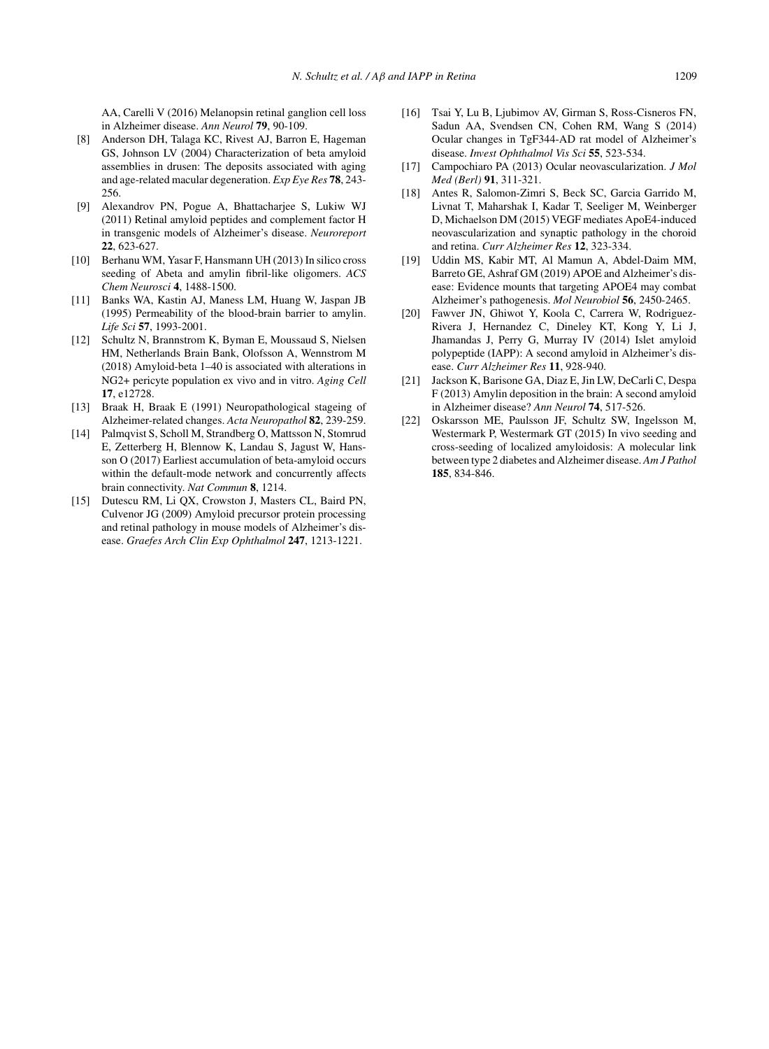AA, Carelli V (2016) Melanopsin retinal ganglion cell loss in Alzheimer disease. *Ann Neurol* **79**, 90-109.

[8] Anderson DH, Talaga KC, Rivest AJ, Barron E, Hageman GS, Johnson LV (2004) Characterization of beta amyloid assemblies in drusen: The deposits associated with aging and age-related macular degeneration. *Exp Eye Res* **78**, 243-256.

[9] Alexandrov PN, Pogue A, Bhattacharjee S, Lukiw WJ (2011) Retinal amyloid peptides and complement factor H in transgenic models of Alzheimer's disease. *Neuroreport* **22**, 623-627.

[10] Berhanu WM, Yasar F, Hansmann UH (2013) In silico cross seeding of Abeta and amylin fibril-like oligomers. *ACS Chem Neurosci* **4**, 1488-1500.

[11] Banks WA, Kastin AJ, Maness LM, Huang W, Jaspan JB (1995) Permeability of the blood-brain barrier to amylin. *Life Sci* **57**, 1993-2001.

[12] Schultz N, Brannstrom K, Byman E, Moussaud S, Nielsen HM, Netherlands Brain Bank, Olofsson A, Wennstrom M (2018) Amyloid-beta 1–40 is associated with alterations in NG2+ pericyte population ex vivo and in vitro. *Aging Cell* **17**, e12728.

[13] Braak H, Braak E (1991) Neuropathological stageing of Alzheimer-related changes. *Acta Neuropathol* **82**, 239-259.

[14] Palmqvist S, Scholl M, Strandberg O, Mattsson N, Stomrud E, Zetterberg H, Blennow K, Landau S, Jagust W, Hansson O (2017) Earliest accumulation of beta-amyloid occurs within the default-mode network and concurrently affects brain connectivity. *Nat Commun* **8**, 1214.

[15] Dutescu RM, Li QX, Crowston J, Masters CL, Baird PN, Culvenor JG (2009) Amyloid precursor protein processing and retinal pathology in mouse models of Alzheimer's disease. *Graefes Arch Clin Exp Ophthalmol* **247**, 1213-1221.

[16] Tsai Y, Lu B, Ljubimov AV, Girman S, Ross-Cisneros FN, Sadun AA, Svendsen CN, Cohen RM, Wang S (2014) Ocular changes in TgF344-AD rat model of Alzheimer's disease. *Invest Ophthalmol Vis Sci* **55**, 523-534.

[17] Campochiaro PA (2013) Ocular neovascularization. *J Mol Med (Berl)* **91**, 311-321.

[18] Antes R, Salomon-Zimri S, Beck SC, Garcia Garrido M, Livnat T, Maharshak I, Kadar T, Seeliger M, Weinberger D, Michaelson DM (2015) VEGF mediates ApoE4-induced neovascularization and synaptic pathology in the choroid and retina. *Curr Alzheimer Res* **12**, 323-334.

[19] Uddin MS, Kabir MT, Al Mamun A, Abdel-Daim MM, Barreto GE, Ashraf GM (2019) APOE and Alzheimer's disease: Evidence mounts that targeting APOE4 may combat Alzheimer's pathogenesis. *Mol Neurobiol* **56**, 2450-2465.

[20] Fawver JN, Ghiwot Y, Koola C, Carrera W, Rodriguez-Rivera J, Hernandez C, Dineley KT, Kong Y, Li J, Jhamandas J, Perry G, Murray IV (2014) Islet amyloid polypeptide (IAPP): A second amyloid in Alzheimer's disease. *Curr Alzheimer Res* **11**, 928-940.

[21] Jackson K, Barisone GA, Diaz E, Jin LW, DeCarli C, Despa F (2013) Amylin deposition in the brain: A second amyloid in Alzheimer disease? *Ann Neurol* **74**, 517-526.

[22] Oskarsson ME, Paulsson JF, Schultz SW, Ingelsson M, Westermark P, Westermark GT (2015) In vivo seeding and cross-seeding of localized amyloidosis: A molecular link between type 2 diabetes and Alzheimer disease. *Am J Pathol* **185**, 834-846.